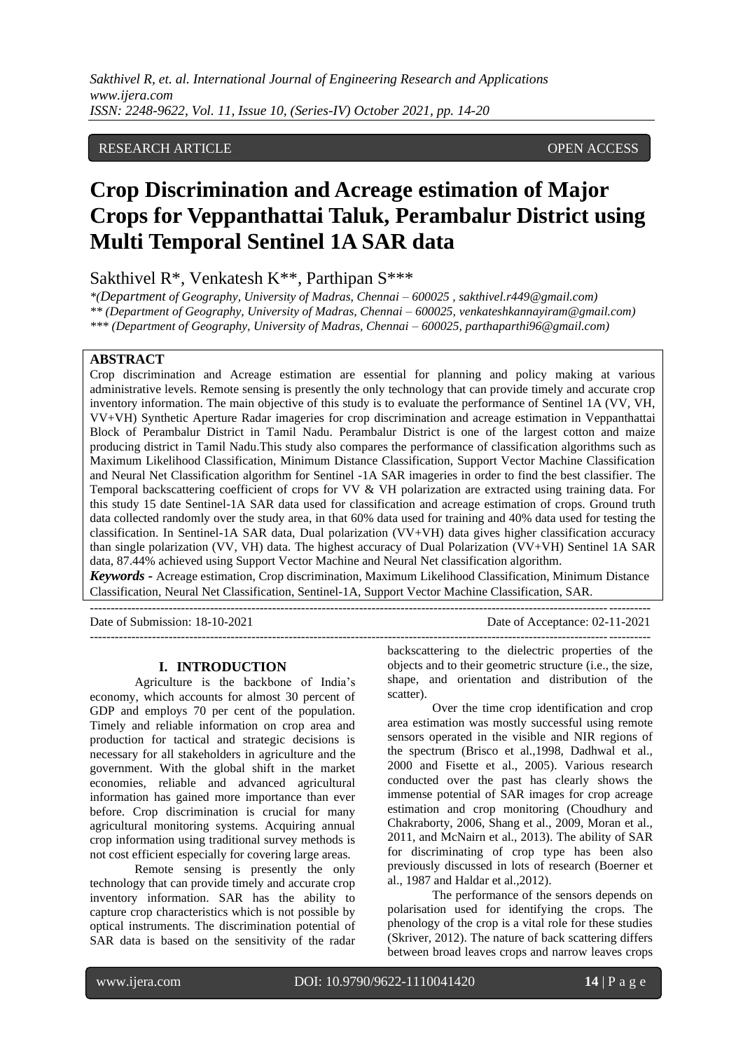RESEARCH ARTICLE OPEN ACCESS

# Crop Discrimination and Acreage estimation of Major Crops for Veppanthattai Taluk, Perambalur District using Multi Temporal Sentinel 1A SAR data

Sakthivel R*, Venkatesh K**, Parthipan S***

*(Department of Geography, University of Madras, Chennai – 600025 , sakthivel.r449@gmail.com)
** (Department of Geography, University of Madras, Chennai – 600025, venkateshkannayiram@gmail.com)
*** (Department of Geography, University of Madras, Chennai – 600025, parthaparthi96@gmail.com)

## ABSTRACT

Crop discrimination and Acreage estimation are essential for planning and policy making at various administrative levels. Remote sensing is presently the only technology that can provide timely and accurate crop inventory information. The main objective of this study is to evaluate the performance of Sentinel 1A (VV, VH, VV+VH) Synthetic Aperture Radar imageries for crop discrimination and acreage estimation in Veppanthattai Block of Perambalur District in Tamil Nadu. Perambalur District is one of the largest cotton and maize producing district in Tamil Nadu.This study also compares the performance of classification algorithms such as Maximum Likelihood Classification, Minimum Distance Classification, Support Vector Machine Classification and Neural Net Classification algorithm for Sentinel -1A SAR imageries in order to find the best classifier. The Temporal backscattering coefficient of crops for VV & VH polarization are extracted using training data. For this study 15 date Sentinel-1A SAR data used for classification and acreage estimation of crops. Ground truth data collected randomly over the study area, in that 60% data used for training and 40% data used for testing the classification. In Sentinel-1A SAR data, Dual polarization (VV+VH) data gives higher classification accuracy than single polarization (VV, VH) data. The highest accuracy of Dual Polarization (VV+VH) Sentinel 1A SAR data, 87.44% achieved using Support Vector Machine and Neural Net classification algorithm.

***Keywords*** **-** Acreage estimation, Crop discrimination, Maximum Likelihood Classification, Minimum Distance Classification, Neural Net Classification, Sentinel-1A, Support Vector Machine Classification, SAR.

---

Date of Submission: 18-10-2021 Date of Acceptance: 02-11-2021

---

## I. INTRODUCTION

Agriculture is the backbone of India's economy, which accounts for almost 30 percent of GDP and employs 70 per cent of the population. Timely and reliable information on crop area and production for tactical and strategic decisions is necessary for all stakeholders in agriculture and the government. With the global shift in the market economies, reliable and advanced agricultural information has gained more importance than ever before. Crop discrimination is crucial for many agricultural monitoring systems. Acquiring annual crop information using traditional survey methods is not cost efficient especially for covering large areas.

Remote sensing is presently the only technology that can provide timely and accurate crop inventory information. SAR has the ability to capture crop characteristics which is not possible by optical instruments. The discrimination potential of SAR data is based on the sensitivity of the radar backscattering to the dielectric properties of the objects and to their geometric structure (i.e., the size, shape, and orientation and distribution of the scatter).

Over the time crop identification and crop area estimation was mostly successful using remote sensors operated in the visible and NIR regions of the spectrum (Brisco et al.,1998, Dadhwal et al., 2000 and Fisette et al., 2005). Various research conducted over the past has clearly shows the immense potential of SAR images for crop acreage estimation and crop monitoring (Choudhury and Chakraborty, 2006, Shang et al., 2009, Moran et al., 2011, and McNairn et al., 2013). The ability of SAR for discriminating of crop type has been also previously discussed in lots of research (Boerner et al., 1987 and Haldar et al.,2012).

The performance of the sensors depends on polarisation used for identifying the crops. The phenology of the crop is a vital role for these studies (Skriver, 2012). The nature of back scattering differs between broad leaves crops and narrow leaves crops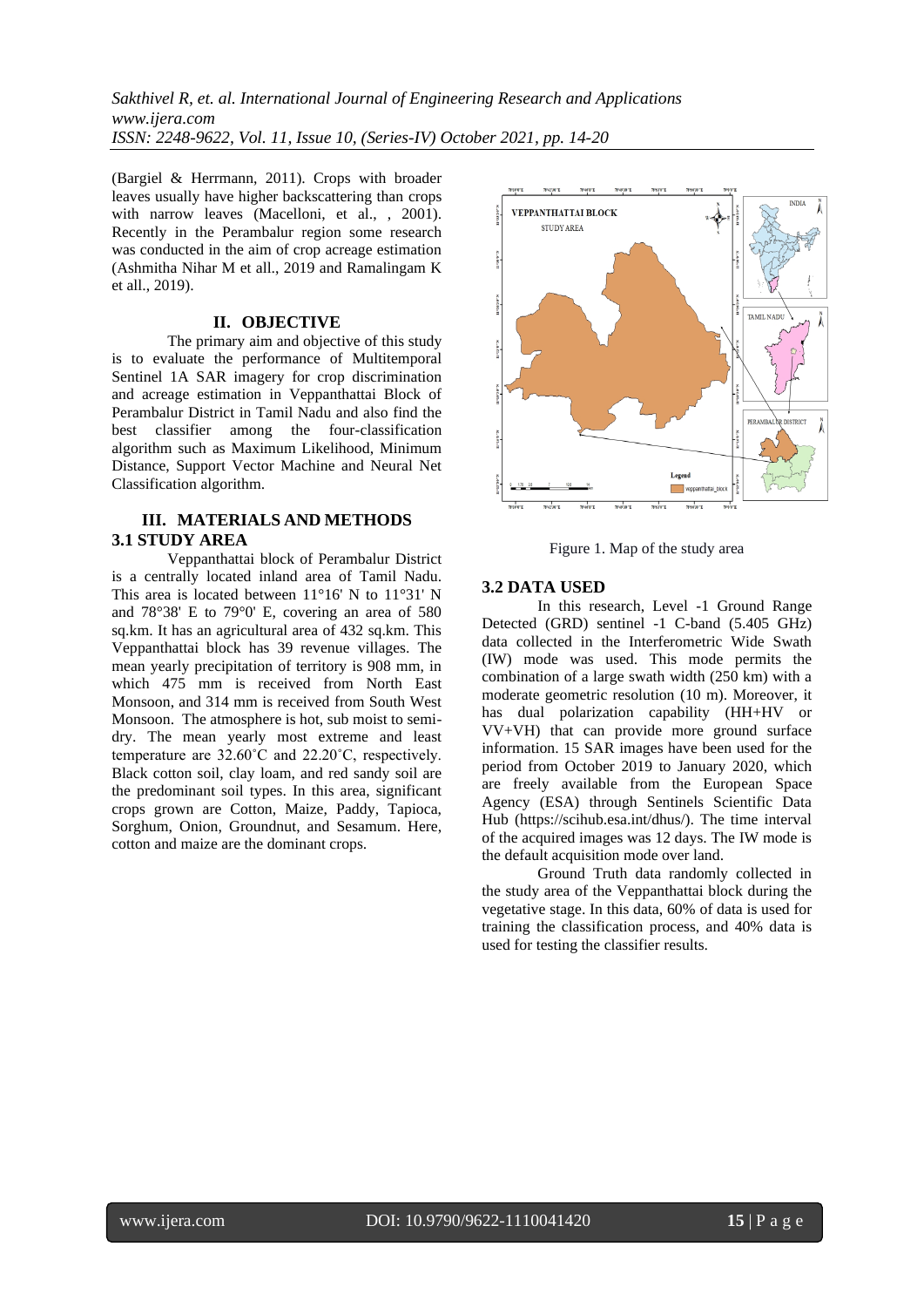(Bargiel & Herrmann, 2011). Crops with broader leaves usually have higher backscattering than crops with narrow leaves (Macelloni, et al., , 2001). Recently in the Perambalur region some research was conducted in the aim of crop acreage estimation (Ashmitha Nihar M et all., 2019 and Ramalingam K et all., 2019).

## II. OBJECTIVE

The primary aim and objective of this study is to evaluate the performance of Multitemporal Sentinel 1A SAR imagery for crop discrimination and acreage estimation in Veppanthattai Block of Perambalur District in Tamil Nadu and also find the best classifier among the four-classification algorithm such as Maximum Likelihood, Minimum Distance, Support Vector Machine and Neural Net Classification algorithm.

## III. MATERIALS AND METHODS

### 3.1 STUDY AREA

Veppanthattai block of Perambalur District is a centrally located inland area of Tamil Nadu. This area is located between 11°16' N to 11°31' N and 78°38' E to 79°0' E, covering an area of 580 sq.km. It has an agricultural area of 432 sq.km. This Veppanthattai block has 39 revenue villages. The mean yearly precipitation of territory is 908 mm, in which 475 mm is received from North East Monsoon, and 314 mm is received from South West Monsoon. The atmosphere is hot, sub moist to semi-dry. The mean yearly most extreme and least temperature are 32.60˚C and 22.20˚C, respectively. Black cotton soil, clay loam, and red sandy soil are the predominant soil types. In this area, significant crops grown are Cotton, Maize, Paddy, Tapioca, Sorghum, Onion, Groundnut, and Sesamum. Here, cotton and maize are the dominant crops.

Figure 1. Map of the study area

### 3.2 DATA USED

In this research, Level -1 Ground Range Detected (GRD) sentinel -1 C-band (5.405 GHz) data collected in the Interferometric Wide Swath (IW) mode was used. This mode permits the combination of a large swath width (250 km) with a moderate geometric resolution (10 m). Moreover, it has dual polarization capability (HH+HV or VV+VH) that can provide more ground surface information. 15 SAR images have been used for the period from October 2019 to January 2020, which are freely available from the European Space Agency (ESA) through Sentinels Scientific Data Hub (https://scihub.esa.int/dhus/). The time interval of the acquired images was 12 days. The IW mode is the default acquisition mode over land.

Ground Truth data randomly collected in the study area of the Veppanthattai block during the vegetative stage. In this data, 60% of data is used for training the classification process, and 40% data is used for testing the classifier results.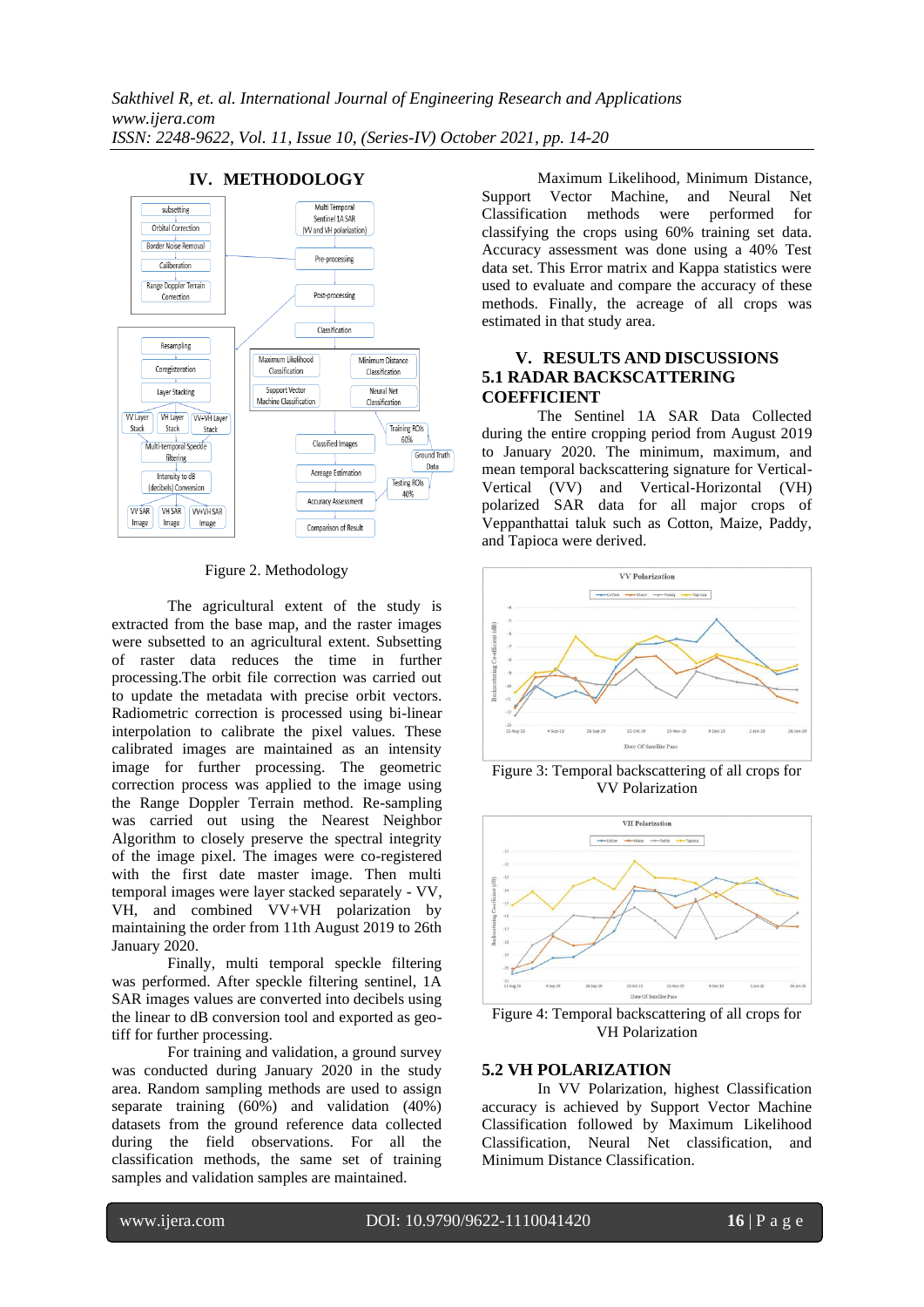## IV. METHODOLOGY

Figure 2. Methodology

The agricultural extent of the study is extracted from the base map, and the raster images were subsetted to an agricultural extent. Subsetting of raster data reduces the time in further processing.The orbit file correction was carried out to update the metadata with precise orbit vectors. Radiometric correction is processed using bi-linear interpolation to calibrate the pixel values. These calibrated images are maintained as an intensity image for further processing. The geometric correction process was applied to the image using the Range Doppler Terrain method. Re-sampling was carried out using the Nearest Neighbor Algorithm to closely preserve the spectral integrity of the image pixel. The images were co-registered with the first date master image. Then multi temporal images were layer stacked separately - VV, VH, and combined VV+VH polarization by maintaining the order from 11th August 2019 to 26th January 2020.

Finally, multi temporal speckle filtering was performed. After speckle filtering sentinel, 1A SAR images values are converted into decibels using the linear to dB conversion tool and exported as geo-tiff for further processing.

For training and validation, a ground survey was conducted during January 2020 in the study area. Random sampling methods are used to assign separate training (60%) and validation (40%) datasets from the ground reference data collected during the field observations. For all the classification methods, the same set of training samples and validation samples are maintained.

Maximum Likelihood, Minimum Distance, Support Vector Machine, and Neural Net Classification methods were performed for classifying the crops using 60% training set data. Accuracy assessment was done using a 40% Test data set. This Error matrix and Kappa statistics were used to evaluate and compare the accuracy of these methods. Finally, the acreage of all crops was estimated in that study area.

## V. RESULTS AND DISCUSSIONS

### 5.1 RADAR BACKSCATTERING COEFFICIENT

The Sentinel 1A SAR Data Collected during the entire cropping period from August 2019 to January 2020. The minimum, maximum, and mean temporal backscattering signature for Vertical-Vertical (VV) and Vertical-Horizontal (VH) polarized SAR data for all major crops of Veppanthattai taluk such as Cotton, Maize, Paddy, and Tapioca were derived.

Figure 3: Temporal backscattering of all crops for VV Polarization

Figure 4: Temporal backscattering of all crops for VH Polarization

### 5.2 VH POLARIZATION

In VV Polarization, highest Classification accuracy is achieved by Support Vector Machine Classification followed by Maximum Likelihood Classification, Neural Net classification, and Minimum Distance Classification.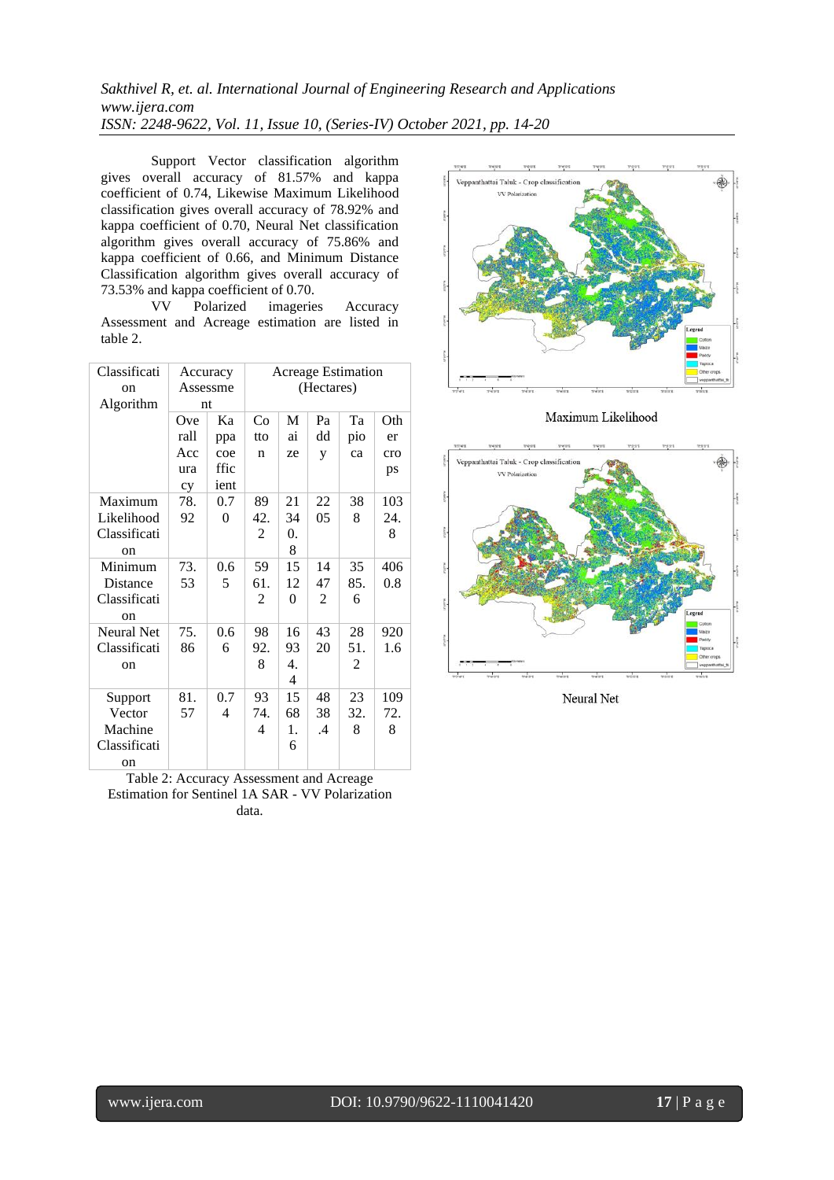Support Vector classification algorithm gives overall accuracy of 81.57% and kappa coefficient of 0.74, Likewise Maximum Likelihood classification gives overall accuracy of 78.92% and kappa coefficient of 0.70, Neural Net classification algorithm gives overall accuracy of 75.86% and kappa coefficient of 0.66, and Minimum Distance Classification algorithm gives overall accuracy of 73.53% and kappa coefficient of 0.70.

VV Polarized imageries Accuracy Assessment and Acreage estimation are listed in table 2.

| Classification Algorithm | Accuracy Assessment | | Acreage Estimation (Hectares) | | | | |
|---|---|---|---|---|---|---|---|
| | Overall Accuracy | Kappa coefficient | Cotton | Maize | Paddy | Tapioca | Other crops |
| Maximum Likelihood Classification | 78.92 | 0.70 | 8942.2 | 21340.8 | 2205 | 388 | 10324.8 |
| Minimum Distance Classification | 73.53 | 0.65 | 5961.2 | 15120 | 14472 | 3585.6 | 4060.8 |
| Neural Net Classification | 75.86 | 0.66 | 9892.8 | 16934.4 | 4320 | 2851.2 | 9201.6 |
| Support Vector Machine Classification | 81.57 | 0.74 | 9374.4 | 15681.6 | 4838.4 | 2332.8 | 10972.8 |

Table 2: Accuracy Assessment and Acreage Estimation for Sentinel 1A SAR - VV Polarization data.

Maximum Likelihood

Neural Net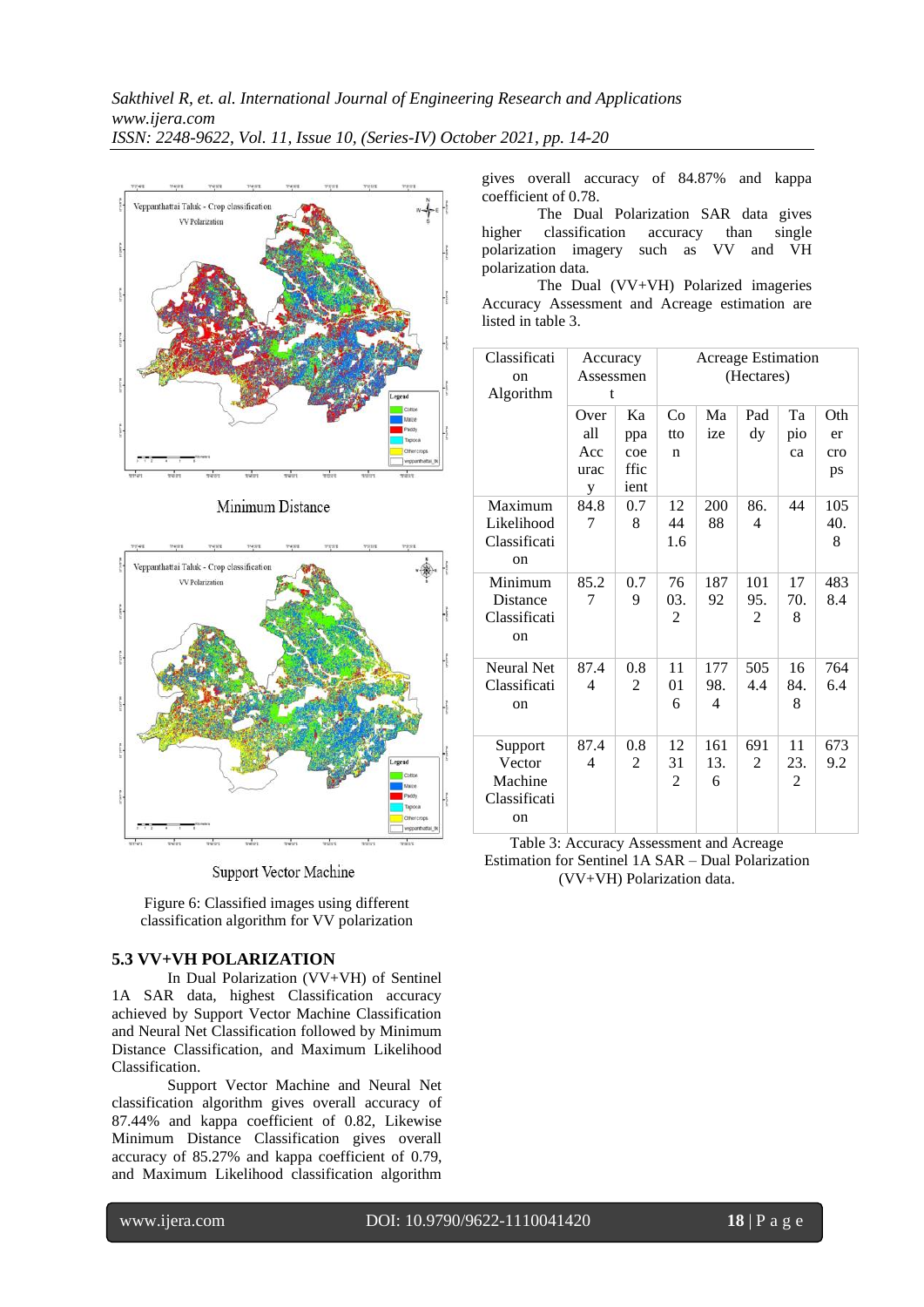Minimum Distance

Support Vector Machine

Figure 6: Classified images using different classification algorithm for VV polarization

### 5.3 VV+VH POLARIZATION

In Dual Polarization (VV+VH) of Sentinel 1A SAR data, highest Classification accuracy achieved by Support Vector Machine Classification and Neural Net Classification followed by Minimum Distance Classification, and Maximum Likelihood Classification.

Support Vector Machine and Neural Net classification algorithm gives overall accuracy of 87.44% and kappa coefficient of 0.82, Likewise Minimum Distance Classification gives overall accuracy of 85.27% and kappa coefficient of 0.79, and Maximum Likelihood classification algorithm gives overall accuracy of 84.87% and kappa coefficient of 0.78.

The Dual Polarization SAR data gives higher classification accuracy than single polarization imagery such as VV and VH polarization data.

The Dual (VV+VH) Polarized imageries Accuracy Assessment and Acreage estimation are listed in table 3.

| Classification Algorithm | Accuracy Assessment | | Acreage Estimation (Hectares) | | | | |
|---|---|---|---|---|---|---|---|
| | Overall Accuracy | Kappa coefficient | Cotton | Maize | Paddy | Tapioca | Other crops |
| Maximum Likelihood Classification | 84.87 | 0.78 | 12441.6 | 20088 | 86.4 | 44 | 10540.8 |
| Minimum Distance Classification | 85.27 | 0.79 | 7603.2 | 18792 | 10195.2 | 1770.8 | 4838.4 |
| Neural Net Classification | 87.44 | 0.82 | 11016 | 17798.4 | 5054.4 | 1684.8 | 7646.4 |
| Support Vector Machine Classification | 87.44 | 0.82 | 12312 | 16113.6 | 6912 | 1123.2 | 6739.2 |

Table 3: Accuracy Assessment and Acreage Estimation for Sentinel 1A SAR – Dual Polarization (VV+VH) Polarization data.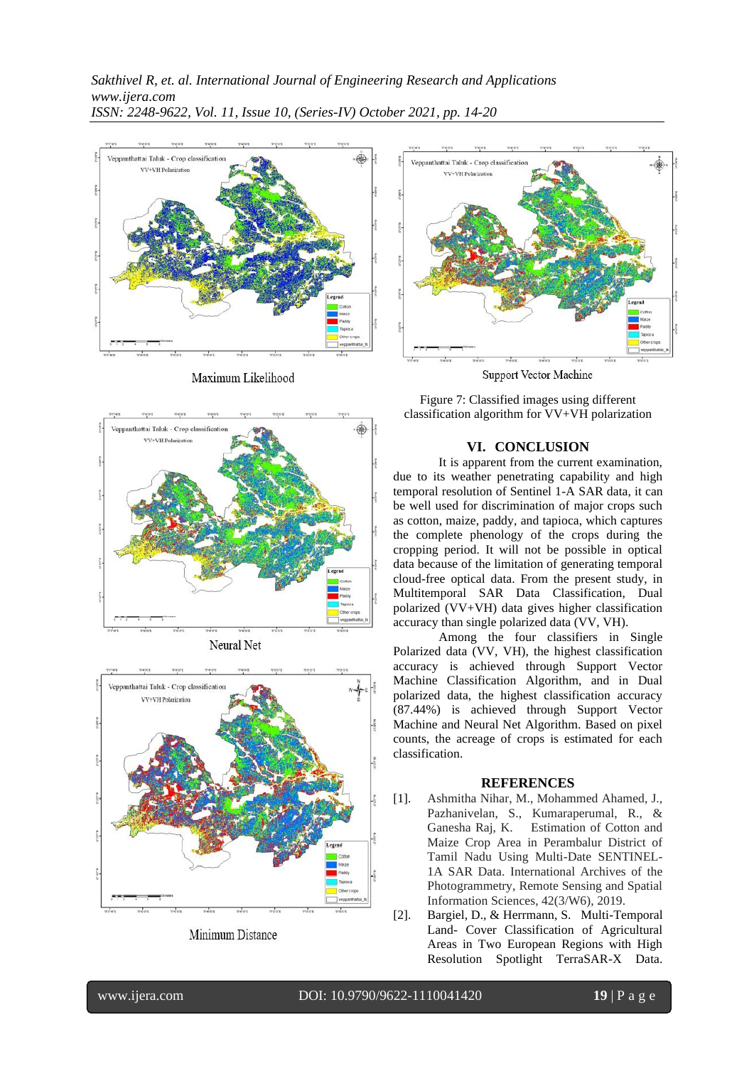Maximum Likelihood

Neural Net

Minimum Distance

Support Vector Machine

Figure 7: Classified images using different classification algorithm for VV+VH polarization

## VI. CONCLUSION

It is apparent from the current examination, due to its weather penetrating capability and high temporal resolution of Sentinel 1-A SAR data, it can be well used for discrimination of major crops such as cotton, maize, paddy, and tapioca, which captures the complete phenology of the crops during the cropping period. It will not be possible in optical data because of the limitation of generating temporal cloud-free optical data. From the present study, in Multitemporal SAR Data Classification, Dual polarized (VV+VH) data gives higher classification accuracy than single polarized data (VV, VH).

Among the four classifiers in Single Polarized data (VV, VH), the highest classification accuracy is achieved through Support Vector Machine Classification Algorithm, and in Dual polarized data, the highest classification accuracy (87.44%) is achieved through Support Vector Machine and Neural Net Algorithm. Based on pixel counts, the acreage of crops is estimated for each classification.

## REFERENCES

[1]. Ashmitha Nihar, M., Mohammed Ahamed, J., Pazhanivelan, S., Kumaraperumal, R., & Ganesha Raj, K. Estimation of Cotton and Maize Crop Area in Perambalur District of Tamil Nadu Using Multi-Date SENTINEL-1A SAR Data. International Archives of the Photogrammetry, Remote Sensing and Spatial Information Sciences, 42(3/W6), 2019.

[2]. Bargiel, D., & Herrmann, S. Multi-Temporal Land- Cover Classification of Agricultural Areas in Two European Regions with High Resolution Spotlight TerraSAR-X Data.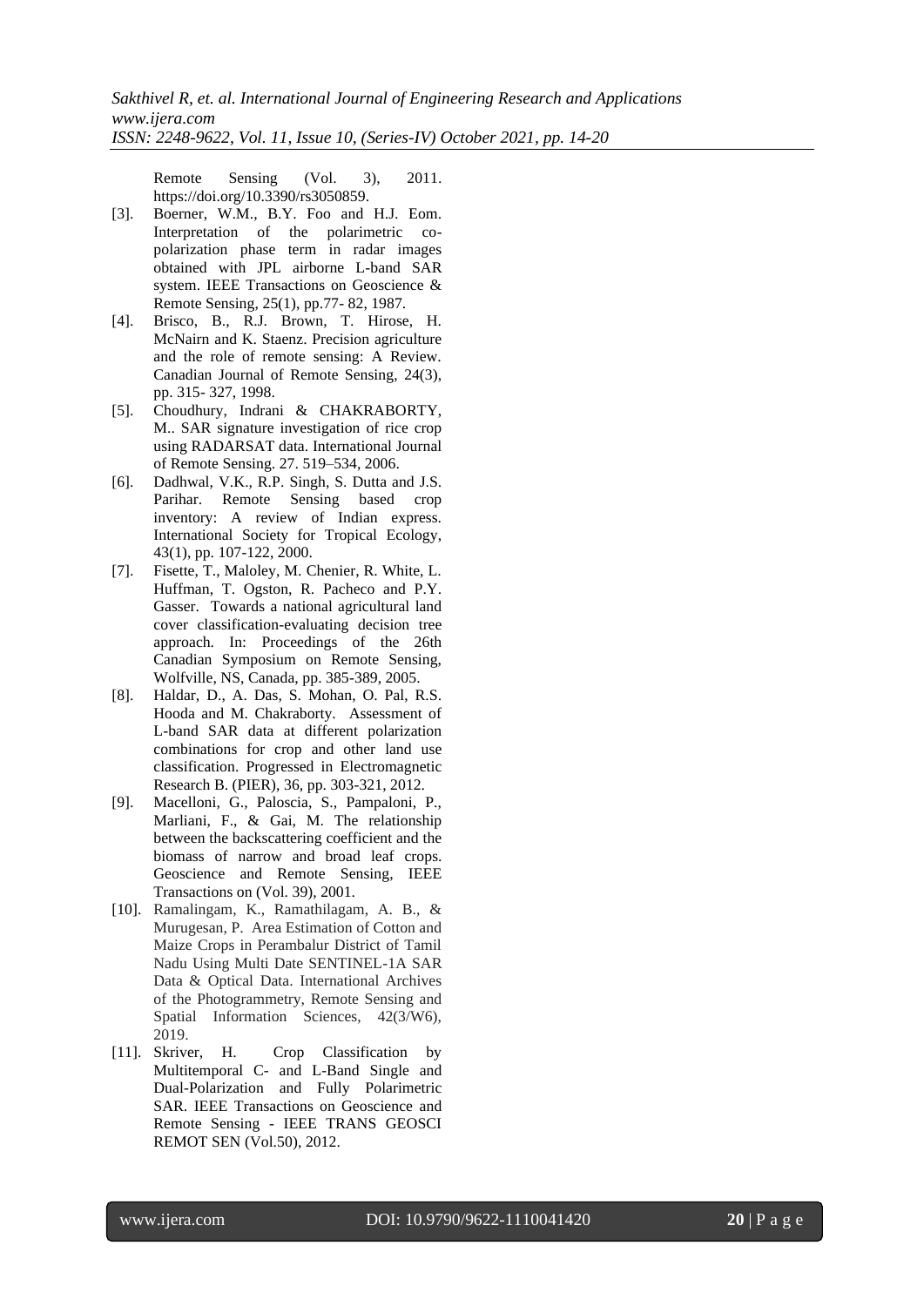Remote Sensing (Vol. 3), 2011. https://doi.org/10.3390/rs3050859.

[3]. Boerner, W.M., B.Y. Foo and H.J. Eom. Interpretation of the polarimetric co-polarization phase term in radar images obtained with JPL airborne L-band SAR system. IEEE Transactions on Geoscience & Remote Sensing, 25(1), pp.77- 82, 1987.

[4]. Brisco, B., R.J. Brown, T. Hirose, H. McNairn and K. Staenz. Precision agriculture and the role of remote sensing: A Review. Canadian Journal of Remote Sensing, 24(3), pp. 315- 327, 1998.

[5]. Choudhury, Indrani & CHAKRABORTY, M.. SAR signature investigation of rice crop using RADARSAT data. International Journal of Remote Sensing. 27. 519–534, 2006.

[6]. Dadhwal, V.K., R.P. Singh, S. Dutta and J.S. Parihar. Remote Sensing based crop inventory: A review of Indian express. International Society for Tropical Ecology, 43(1), pp. 107-122, 2000.

[7]. Fisette, T., Maloley, M. Chenier, R. White, L. Huffman, T. Ogston, R. Pacheco and P.Y. Gasser. Towards a national agricultural land cover classification-evaluating decision tree approach. In: Proceedings of the 26th Canadian Symposium on Remote Sensing, Wolfville, NS, Canada, pp. 385-389, 2005.

[8]. Haldar, D., A. Das, S. Mohan, O. Pal, R.S. Hooda and M. Chakraborty. Assessment of L-band SAR data at different polarization combinations for crop and other land use classification. Progressed in Electromagnetic Research B. (PIER), 36, pp. 303-321, 2012.

[9]. Macelloni, G., Paloscia, S., Pampaloni, P., Marliani, F., & Gai, M. The relationship between the backscattering coefficient and the biomass of narrow and broad leaf crops. Geoscience and Remote Sensing, IEEE Transactions on (Vol. 39), 2001.

[10]. Ramalingam, K., Ramathilagam, A. B., & Murugesan, P. Area Estimation of Cotton and Maize Crops in Perambalur District of Tamil Nadu Using Multi Date SENTINEL-1A SAR Data & Optical Data. International Archives of the Photogrammetry, Remote Sensing and Spatial Information Sciences, 42(3/W6), 2019.

[11]. Skriver, H. Crop Classification by Multitemporal C- and L-Band Single and Dual-Polarization and Fully Polarimetric SAR. IEEE Transactions on Geoscience and Remote Sensing - IEEE TRANS GEOSCI REMOT SEN (Vol.50), 2012.